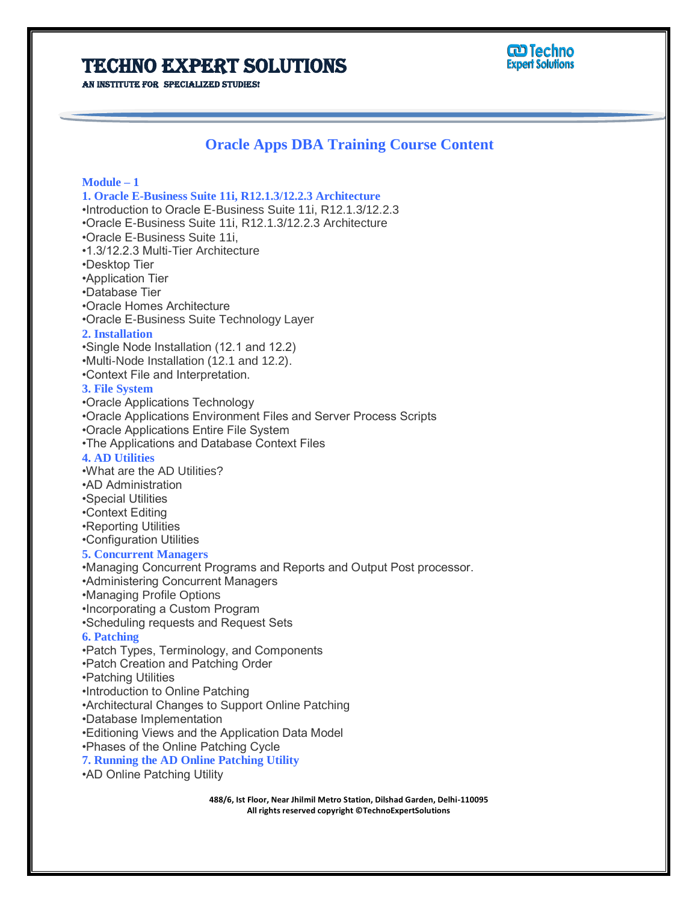# TECHNO EXPERT SOLUTIONS

AN INSTITUTE FOR SPECIALIZED STUDIES!

## Oracle Apps DBA Training Course Content

### Module – 1

**1. Oracle E-Business Suite 11i, R12.1.3/12.2.3 Architecture**

•Introduction to Oracle E-Business Suite 11i, R12.1.3/12.2.3
•Oracle E-Business Suite 11i, R12.1.3/12.2.3 Architecture
•Oracle E-Business Suite 11i,
•1.3/12.2.3 Multi-Tier Architecture
•Desktop Tier
•Application Tier
•Database Tier
•Oracle Homes Architecture
•Oracle E-Business Suite Technology Layer

**2. Installation**

•Single Node Installation (12.1 and 12.2)
•Multi-Node Installation (12.1 and 12.2).
•Context File and Interpretation.

**3. File System**

•Oracle Applications Technology
•Oracle Applications Environment Files and Server Process Scripts
•Oracle Applications Entire File System
•The Applications and Database Context Files

**4. AD Utilities**

•What are the AD Utilities?
•AD Administration
•Special Utilities
•Context Editing
•Reporting Utilities
•Configuration Utilities

**5. Concurrent Managers**

•Managing Concurrent Programs and Reports and Output Post processor.
•Administering Concurrent Managers
•Managing Profile Options
•Incorporating a Custom Program
•Scheduling requests and Request Sets

**6. Patching**

•Patch Types, Terminology, and Components
•Patch Creation and Patching Order
•Patching Utilities
•Introduction to Online Patching
•Architectural Changes to Support Online Patching
•Database Implementation
•Editioning Views and the Application Data Model
•Phases of the Online Patching Cycle

**7. Running the AD Online Patching Utility**

•AD Online Patching Utility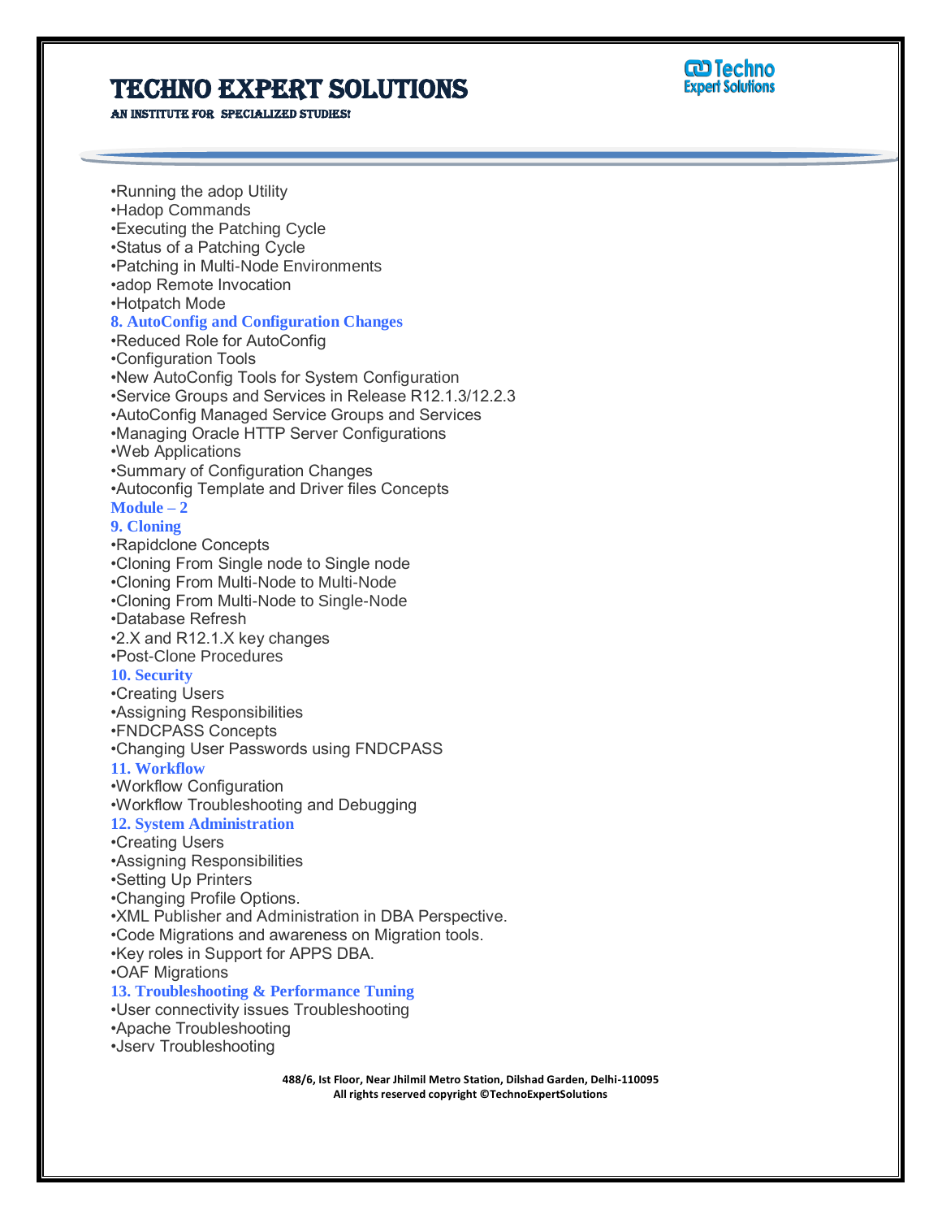•Running the adop Utility
•Hadop Commands
•Executing the Patching Cycle
•Status of a Patching Cycle
•Patching in Multi-Node Environments
•adop Remote Invocation
•Hotpatch Mode

### 8. AutoConfig and Configuration Changes

•Reduced Role for AutoConfig
•Configuration Tools
•New AutoConfig Tools for System Configuration
•Service Groups and Services in Release R12.1.3/12.2.3
•AutoConfig Managed Service Groups and Services
•Managing Oracle HTTP Server Configurations
•Web Applications
•Summary of Configuration Changes
•Autoconfig Template and Driver files Concepts

## Module – 2

### 9. Cloning

•Rapidclone Concepts
•Cloning From Single node to Single node
•Cloning From Multi-Node to Multi-Node
•Cloning From Multi-Node to Single-Node
•Database Refresh
•2.X and R12.1.X key changes
•Post-Clone Procedures

### 10. Security

•Creating Users
•Assigning Responsibilities
•FNDCPASS Concepts
•Changing User Passwords using FNDCPASS

### 11. Workflow

•Workflow Configuration
•Workflow Troubleshooting and Debugging

### 12. System Administration

•Creating Users
•Assigning Responsibilities
•Setting Up Printers
•Changing Profile Options.
•XML Publisher and Administration in DBA Perspective.
•Code Migrations and awareness on Migration tools.
•Key roles in Support for APPS DBA.
•OAF Migrations

### 13. Troubleshooting & Performance Tuning

•User connectivity issues Troubleshooting
•Apache Troubleshooting
•Jserv Troubleshooting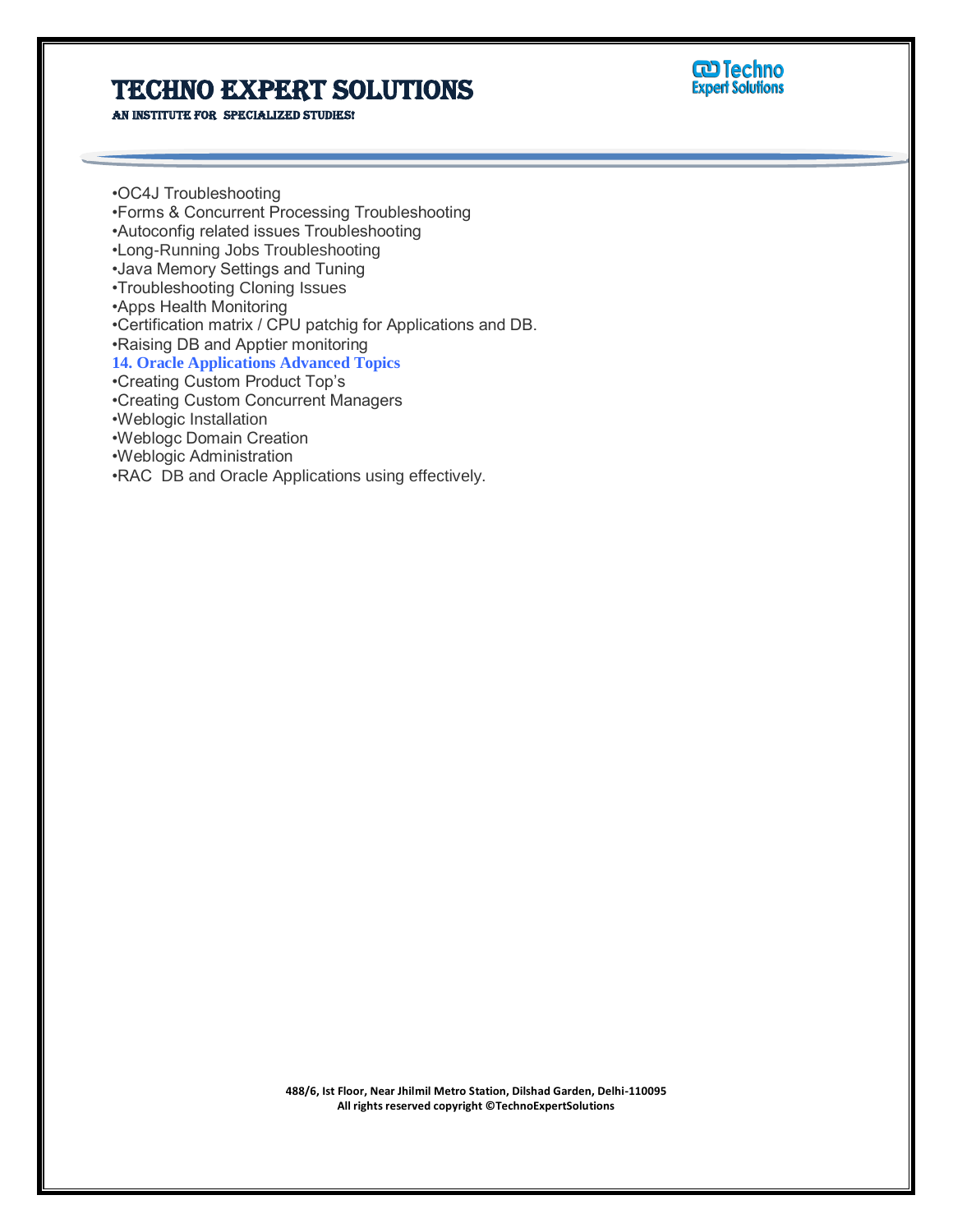- OC4J Troubleshooting
- Forms & Concurrent Processing Troubleshooting
- Autoconfig related issues Troubleshooting
- Long-Running Jobs Troubleshooting
- Java Memory Settings and Tuning
- Troubleshooting Cloning Issues
- Apps Health Monitoring
- Certification matrix / CPU patchig for Applications and DB.
- Raising DB and Apptier monitoring

### 14. Oracle Applications Advanced Topics

- Creating Custom Product Top's
- Creating Custom Concurrent Managers
- Weblogic Installation
- Weblogc Domain Creation
- Weblogic Administration
- RAC DB and Oracle Applications using effectively.